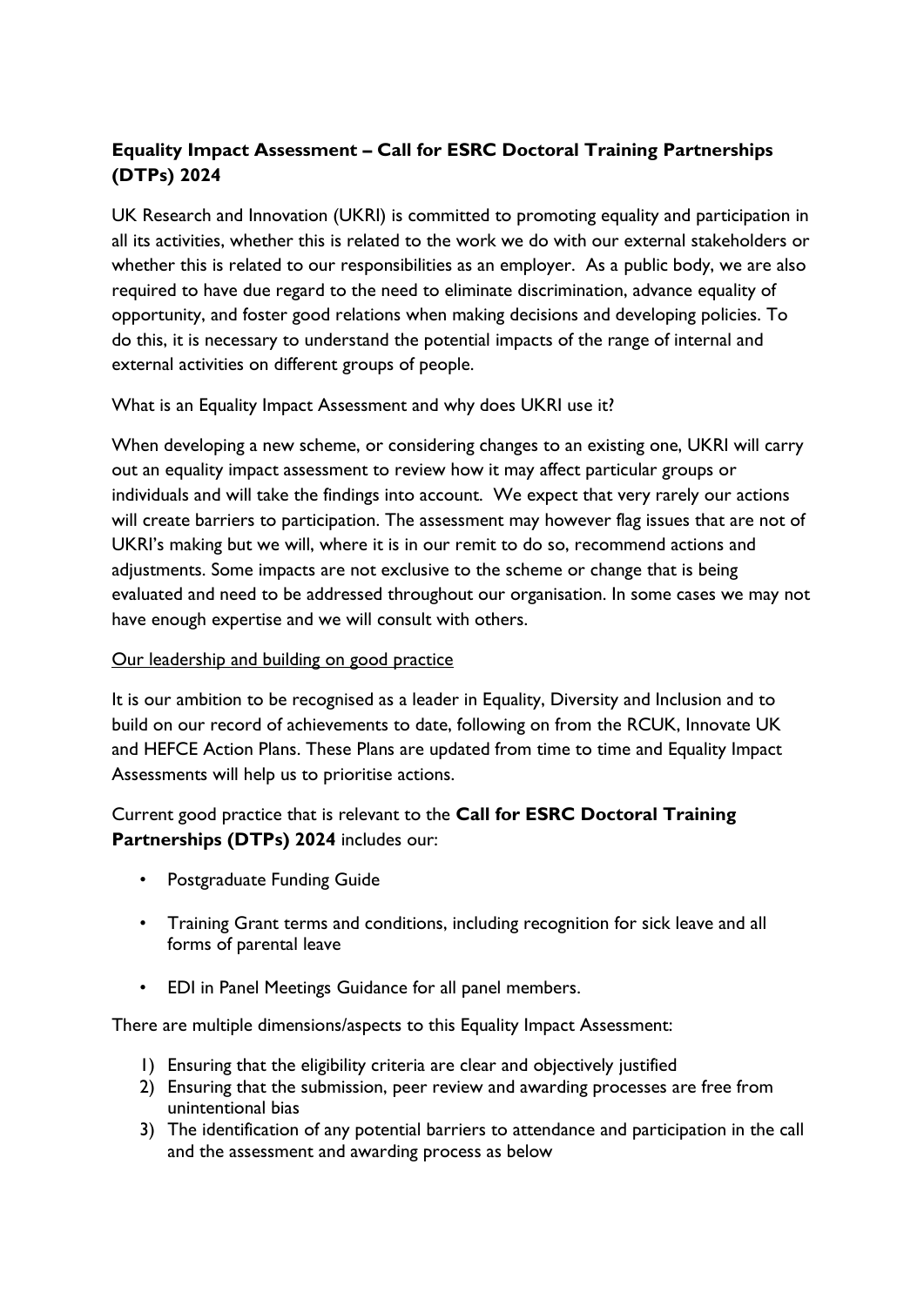# Equality Impact Assessment – Call for ESRC Doctoral Training Partnerships (DTPs) 2024

UK Research and Innovation (UKRI) is committed to promoting equality and participation in all its activities, whether this is related to the work we do with our external stakeholders or whether this is related to our responsibilities as an employer. As a public body, we are also required to have due regard to the need to eliminate discrimination, advance equality of opportunity, and foster good relations when making decisions and developing policies. To do this, it is necessary to understand the potential impacts of the range of internal and external activities on different groups of people.

What is an Equality Impact Assessment and why does UKRI use it?

When developing a new scheme, or considering changes to an existing one, UKRI will carry out an equality impact assessment to review how it may affect particular groups or individuals and will take the findings into account. We expect that very rarely our actions will create barriers to participation. The assessment may however flag issues that are not of UKRI's making but we will, where it is in our remit to do so, recommend actions and adjustments. Some impacts are not exclusive to the scheme or change that is being evaluated and need to be addressed throughout our organisation. In some cases we may not have enough expertise and we will consult with others.

<u>Our leadership and building on good practice</u>

It is our ambition to be recognised as a leader in Equality, Diversity and Inclusion and to build on our record of achievements to date, following on from the RCUK, Innovate UK and HEFCE Action Plans. These Plans are updated from time to time and Equality Impact Assessments will help us to prioritise actions.

Current good practice that is relevant to the **Call for ESRC Doctoral Training Partnerships (DTPs) 2024** includes our:

- Postgraduate Funding Guide
- Training Grant terms and conditions, including recognition for sick leave and all forms of parental leave
- EDI in Panel Meetings Guidance for all panel members.

There are multiple dimensions/aspects to this Equality Impact Assessment:

1) Ensuring that the eligibility criteria are clear and objectively justified
2) Ensuring that the submission, peer review and awarding processes are free from unintentional bias
3) The identification of any potential barriers to attendance and participation in the call and the assessment and awarding process as below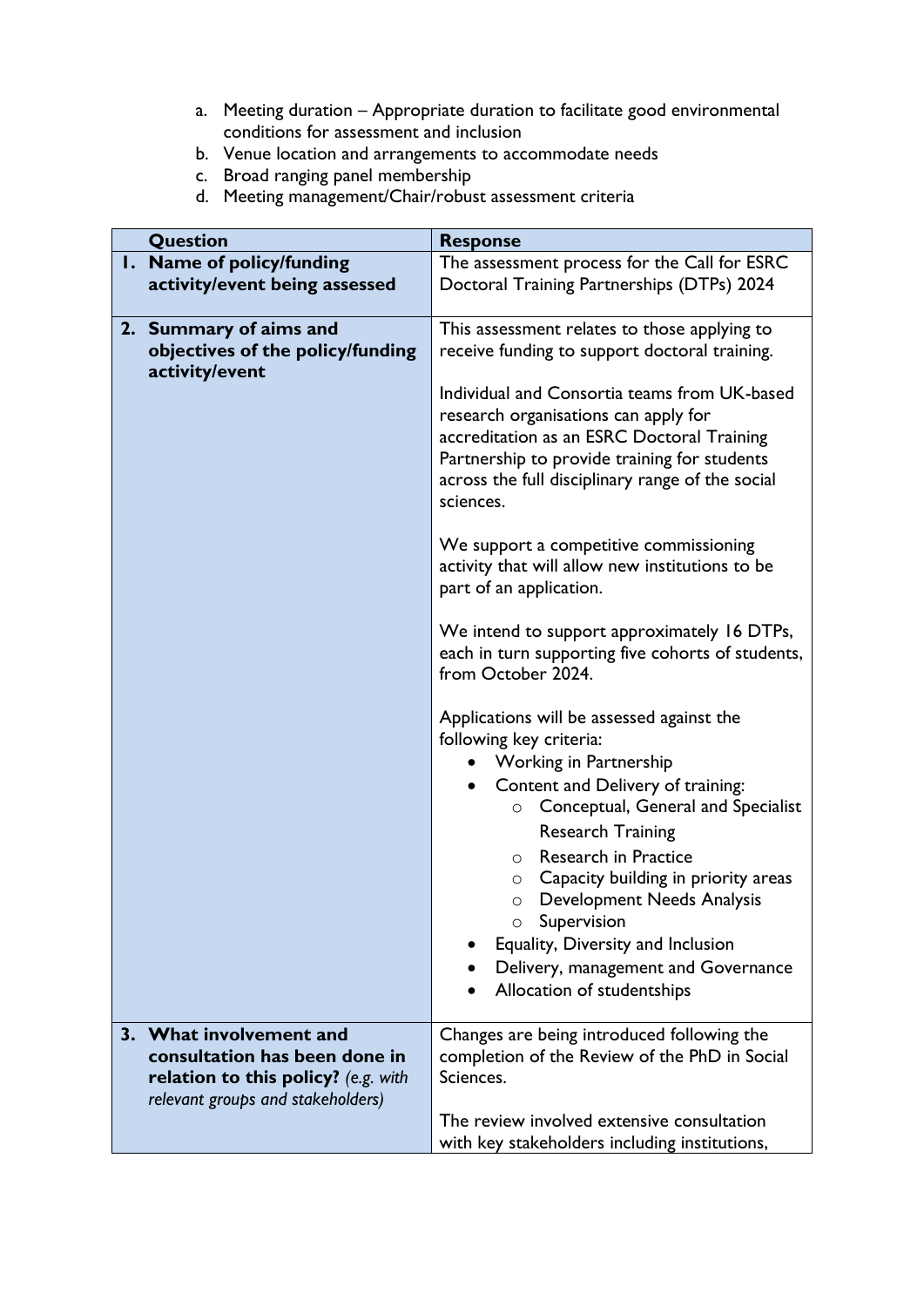a. Meeting duration – Appropriate duration to facilitate good environmental conditions for assessment and inclusion
b. Venue location and arrangements to accommodate needs
c. Broad ranging panel membership
d. Meeting management/Chair/robust assessment criteria

| Question | Response |
|---|---|
| **1. Name of policy/funding activity/event being assessed** | The assessment process for the Call for ESRC Doctoral Training Partnerships (DTPs) 2024 |
| **2. Summary of aims and objectives of the policy/funding activity/event** | This assessment relates to those applying to receive funding to support doctoral training.<br><br>Individual and Consortia teams from UK-based research organisations can apply for accreditation as an ESRC Doctoral Training Partnership to provide training for students across the full disciplinary range of the social sciences.<br><br>We support a competitive commissioning activity that will allow new institutions to be part of an application.<br><br>We intend to support approximately 16 DTPs, each in turn supporting five cohorts of students, from October 2024.<br><br>Applications will be assessed against the following key criteria:<br>• Working in Partnership<br>• Content and Delivery of training:<br>&nbsp;&nbsp;&nbsp;&nbsp;○ Conceptual, General and Specialist Research Training<br>&nbsp;&nbsp;&nbsp;&nbsp;○ Research in Practice<br>&nbsp;&nbsp;&nbsp;&nbsp;○ Capacity building in priority areas<br>&nbsp;&nbsp;&nbsp;&nbsp;○ Development Needs Analysis<br>&nbsp;&nbsp;&nbsp;&nbsp;○ Supervision<br>• Equality, Diversity and Inclusion<br>• Delivery, management and Governance<br>• Allocation of studentships |
| **3. What involvement and consultation has been done in relation to this policy?** *(e.g. with relevant groups and stakeholders)* | Changes are being introduced following the completion of the Review of the PhD in Social Sciences.<br><br>The review involved extensive consultation with key stakeholders including institutions, |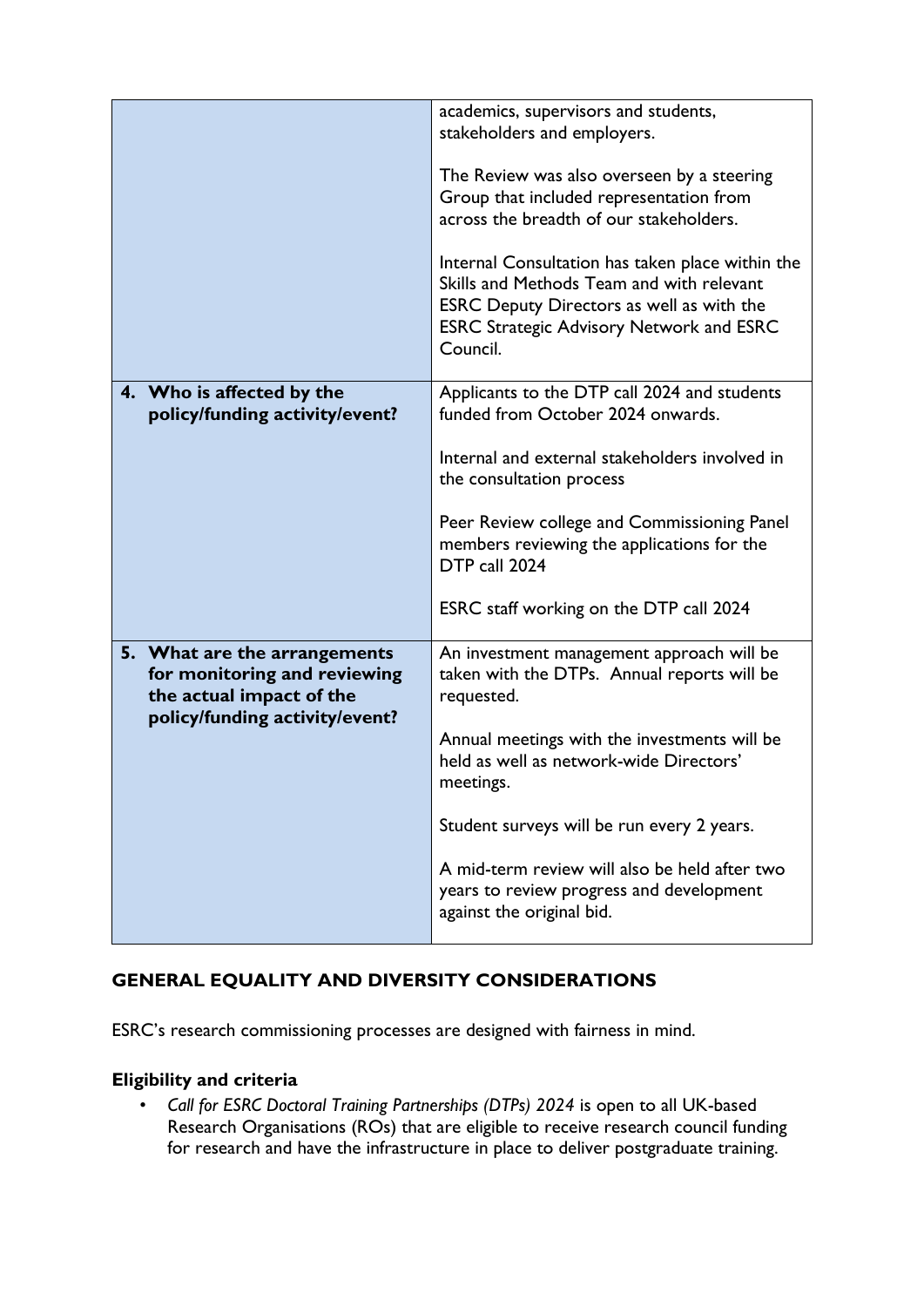| | |
|---|---|
| | academics, supervisors and students, stakeholders and employers.<br><br>The Review was also overseen by a steering Group that included representation from across the breadth of our stakeholders.<br><br>Internal Consultation has taken place within the Skills and Methods Team and with relevant ESRC Deputy Directors as well as with the ESRC Strategic Advisory Network and ESRC Council. |
| **4. Who is affected by the policy/funding activity/event?** | Applicants to the DTP call 2024 and students funded from October 2024 onwards.<br><br>Internal and external stakeholders involved in the consultation process<br><br>Peer Review college and Commissioning Panel members reviewing the applications for the DTP call 2024<br><br>ESRC staff working on the DTP call 2024 |
| **5. What are the arrangements for monitoring and reviewing the actual impact of the policy/funding activity/event?** | An investment management approach will be taken with the DTPs. Annual reports will be requested.<br><br>Annual meetings with the investments will be held as well as network-wide Directors' meetings.<br><br>Student surveys will be run every 2 years.<br><br>A mid-term review will also be held after two years to review progress and development against the original bid. |

## GENERAL EQUALITY AND DIVERSITY CONSIDERATIONS

ESRC's research commissioning processes are designed with fairness in mind.

### Eligibility and criteria

- *Call for ESRC Doctoral Training Partnerships (DTPs) 2024* is open to all UK-based Research Organisations (ROs) that are eligible to receive research council funding for research and have the infrastructure in place to deliver postgraduate training.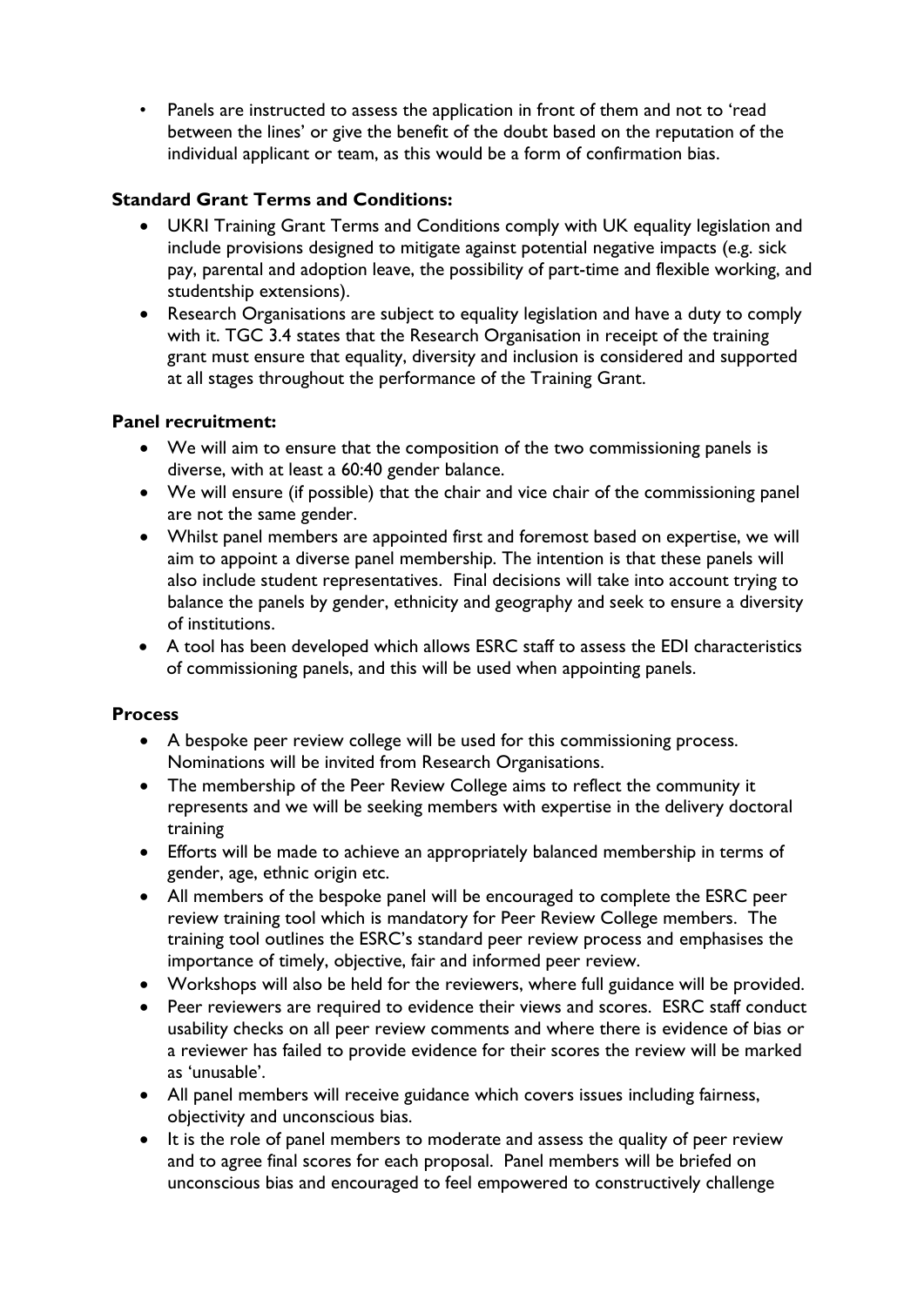- Panels are instructed to assess the application in front of them and not to 'read between the lines' or give the benefit of the doubt based on the reputation of the individual applicant or team, as this would be a form of confirmation bias.

**Standard Grant Terms and Conditions:**

- UKRI Training Grant Terms and Conditions comply with UK equality legislation and include provisions designed to mitigate against potential negative impacts (e.g. sick pay, parental and adoption leave, the possibility of part-time and flexible working, and studentship extensions).
- Research Organisations are subject to equality legislation and have a duty to comply with it. TGC 3.4 states that the Research Organisation in receipt of the training grant must ensure that equality, diversity and inclusion is considered and supported at all stages throughout the performance of the Training Grant.

**Panel recruitment:**

- We will aim to ensure that the composition of the two commissioning panels is diverse, with at least a 60:40 gender balance.
- We will ensure (if possible) that the chair and vice chair of the commissioning panel are not the same gender.
- Whilst panel members are appointed first and foremost based on expertise, we will aim to appoint a diverse panel membership. The intention is that these panels will also include student representatives. Final decisions will take into account trying to balance the panels by gender, ethnicity and geography and seek to ensure a diversity of institutions.
- A tool has been developed which allows ESRC staff to assess the EDI characteristics of commissioning panels, and this will be used when appointing panels.

**Process**

- A bespoke peer review college will be used for this commissioning process. Nominations will be invited from Research Organisations.
- The membership of the Peer Review College aims to reflect the community it represents and we will be seeking members with expertise in the delivery doctoral training
- Efforts will be made to achieve an appropriately balanced membership in terms of gender, age, ethnic origin etc.
- All members of the bespoke panel will be encouraged to complete the ESRC peer review training tool which is mandatory for Peer Review College members. The training tool outlines the ESRC's standard peer review process and emphasises the importance of timely, objective, fair and informed peer review.
- Workshops will also be held for the reviewers, where full guidance will be provided.
- Peer reviewers are required to evidence their views and scores. ESRC staff conduct usability checks on all peer review comments and where there is evidence of bias or a reviewer has failed to provide evidence for their scores the review will be marked as 'unusable'.
- All panel members will receive guidance which covers issues including fairness, objectivity and unconscious bias.
- It is the role of panel members to moderate and assess the quality of peer review and to agree final scores for each proposal. Panel members will be briefed on unconscious bias and encouraged to feel empowered to constructively challenge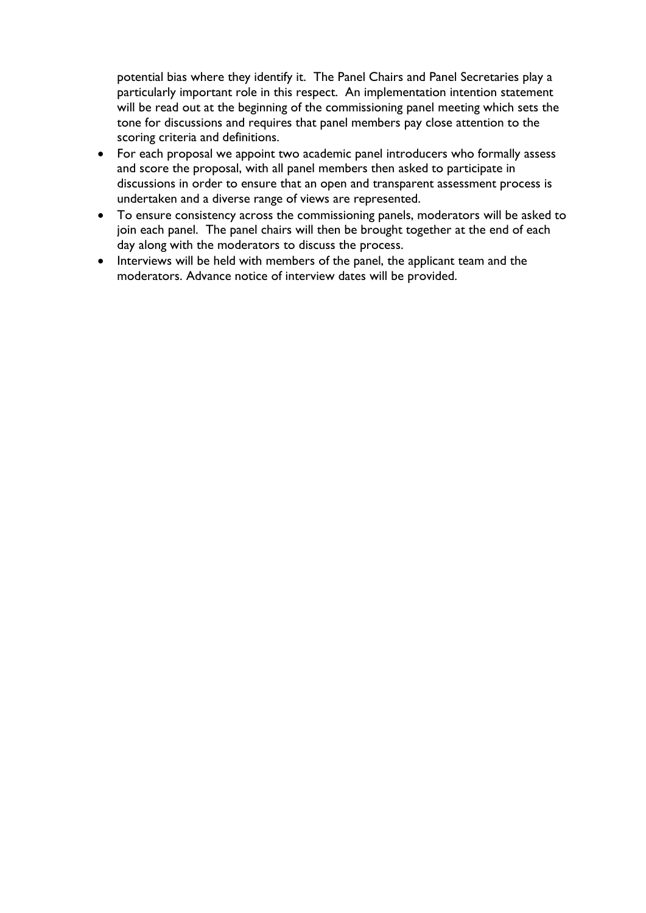potential bias where they identify it. The Panel Chairs and Panel Secretaries play a particularly important role in this respect. An implementation intention statement will be read out at the beginning of the commissioning panel meeting which sets the tone for discussions and requires that panel members pay close attention to the scoring criteria and definitions.

- For each proposal we appoint two academic panel introducers who formally assess and score the proposal, with all panel members then asked to participate in discussions in order to ensure that an open and transparent assessment process is undertaken and a diverse range of views are represented.
- To ensure consistency across the commissioning panels, moderators will be asked to join each panel. The panel chairs will then be brought together at the end of each day along with the moderators to discuss the process.
- Interviews will be held with members of the panel, the applicant team and the moderators. Advance notice of interview dates will be provided.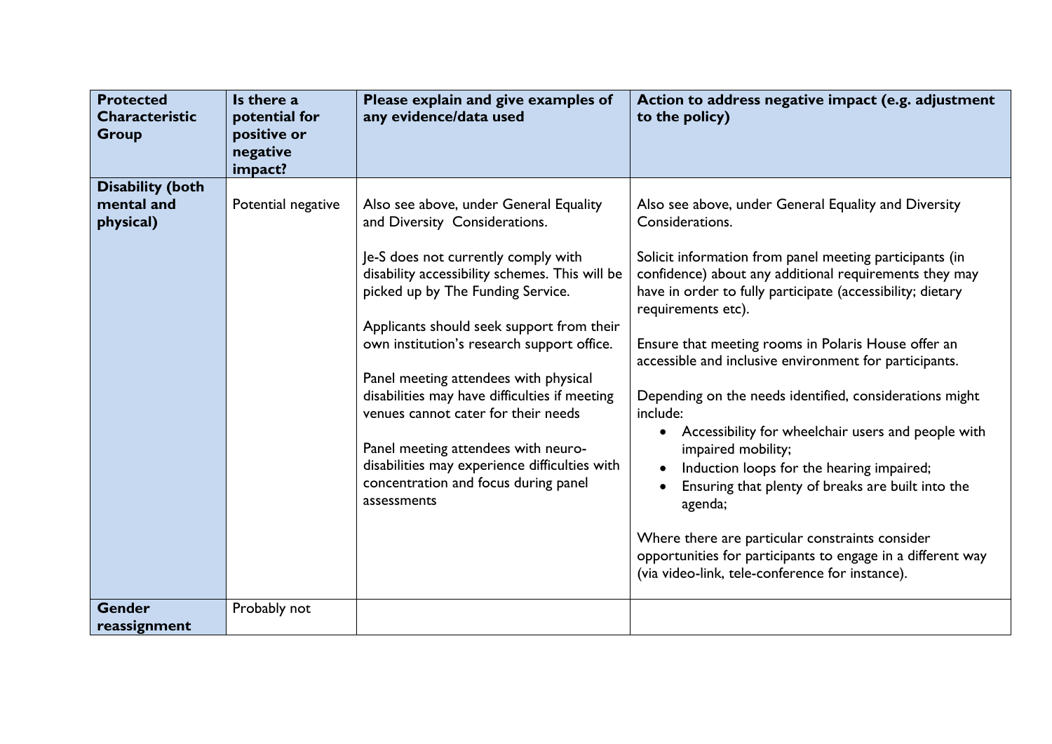| Protected Characteristic Group | Is there a potential for positive or negative impact? | Please explain and give examples of any evidence/data used | Action to address negative impact (e.g. adjustment to the policy) |
|---|---|---|---|
| **Disability (both mental and physical)** | Potential negative | Also see above, under General Equality and Diversity Considerations.<br><br>Je-S does not currently comply with disability accessibility schemes. This will be picked up by The Funding Service.<br><br>Applicants should seek support from their own institution's research support office.<br><br>Panel meeting attendees with physical disabilities may have difficulties if meeting venues cannot cater for their needs<br><br>Panel meeting attendees with neuro-disabilities may experience difficulties with concentration and focus during panel assessments | Also see above, under General Equality and Diversity Considerations.<br><br>Solicit information from panel meeting participants (in confidence) about any additional requirements they may have in order to fully participate (accessibility; dietary requirements etc).<br><br>Ensure that meeting rooms in Polaris House offer an accessible and inclusive environment for participants.<br><br>Depending on the needs identified, considerations might include:<br>• Accessibility for wheelchair users and people with impaired mobility;<br>• Induction loops for the hearing impaired;<br>• Ensuring that plenty of breaks are built into the agenda;<br><br>Where there are particular constraints consider opportunities for participants to engage in a different way (via video-link, tele-conference for instance). |
| **Gender reassignment** | Probably not | | |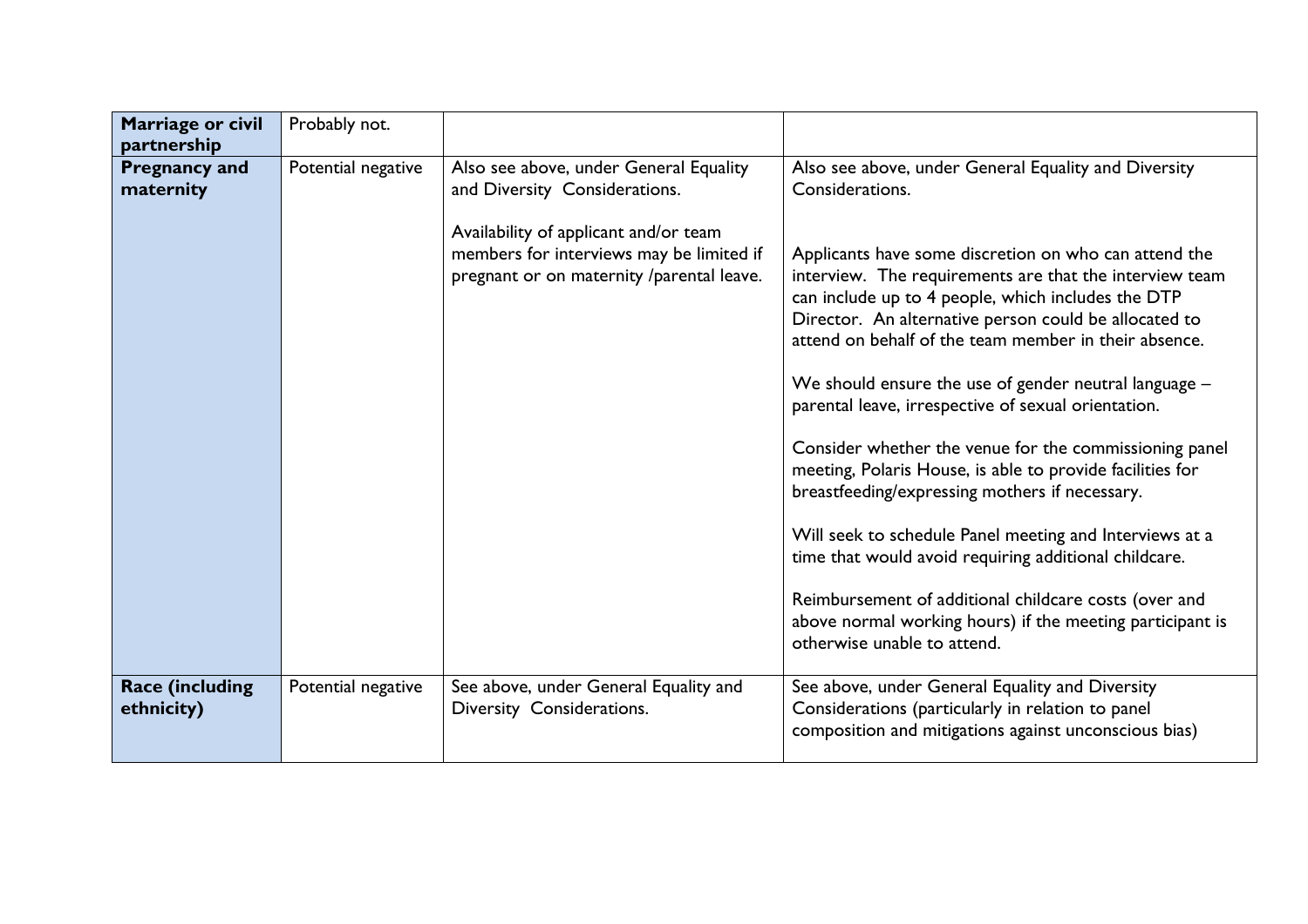| **Marriage or civil partnership** | Probably not. | | |
|---|---|---|---|
| **Pregnancy and maternity** | Potential negative | Also see above, under General Equality and Diversity Considerations.<br><br>Availability of applicant and/or team members for interviews may be limited if pregnant or on maternity /parental leave. | Also see above, under General Equality and Diversity Considerations.<br><br>Applicants have some discretion on who can attend the interview. The requirements are that the interview team can include up to 4 people, which includes the DTP Director. An alternative person could be allocated to attend on behalf of the team member in their absence.<br><br>We should ensure the use of gender neutral language – parental leave, irrespective of sexual orientation.<br><br>Consider whether the venue for the commissioning panel meeting, Polaris House, is able to provide facilities for breastfeeding/expressing mothers if necessary.<br><br>Will seek to schedule Panel meeting and Interviews at a time that would avoid requiring additional childcare.<br><br>Reimbursement of additional childcare costs (over and above normal working hours) if the meeting participant is otherwise unable to attend. |
| **Race (including ethnicity)** | Potential negative | See above, under General Equality and Diversity Considerations. | See above, under General Equality and Diversity Considerations (particularly in relation to panel composition and mitigations against unconscious bias) |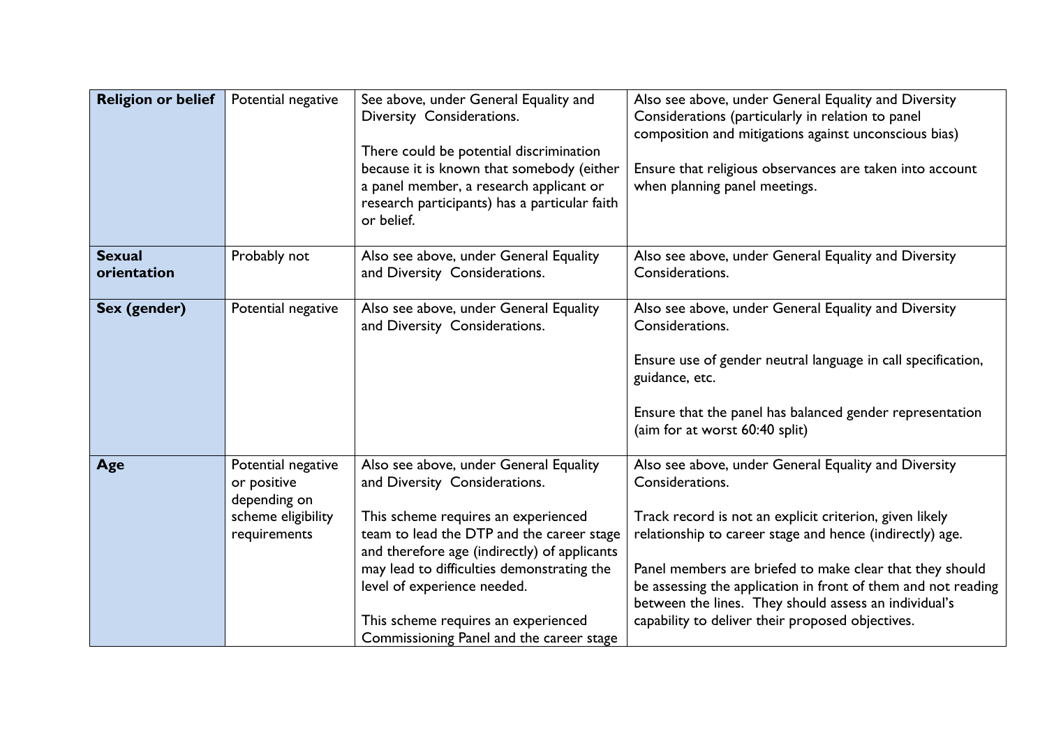| **Religion or belief** | Potential negative | See above, under General Equality and Diversity Considerations.<br><br>There could be potential discrimination because it is known that somebody (either a panel member, a research applicant or research participants) has a particular faith or belief. | Also see above, under General Equality and Diversity Considerations (particularly in relation to panel composition and mitigations against unconscious bias)<br><br>Ensure that religious observances are taken into account when planning panel meetings. |
|---|---|---|---|
| **Sexual orientation** | Probably not | Also see above, under General Equality and Diversity Considerations. | Also see above, under General Equality and Diversity Considerations. |
| **Sex (gender)** | Potential negative | Also see above, under General Equality and Diversity Considerations. | Also see above, under General Equality and Diversity Considerations.<br><br>Ensure use of gender neutral language in call specification, guidance, etc.<br><br>Ensure that the panel has balanced gender representation (aim for at worst 60:40 split) |
| **Age** | Potential negative or positive depending on scheme eligibility requirements | Also see above, under General Equality and Diversity Considerations.<br><br>This scheme requires an experienced team to lead the DTP and the career stage and therefore age (indirectly) of applicants may lead to difficulties demonstrating the level of experience needed.<br><br>This scheme requires an experienced Commissioning Panel and the career stage | Also see above, under General Equality and Diversity Considerations.<br><br>Track record is not an explicit criterion, given likely relationship to career stage and hence (indirectly) age.<br><br>Panel members are briefed to make clear that they should be assessing the application in front of them and not reading between the lines. They should assess an individual's capability to deliver their proposed objectives. |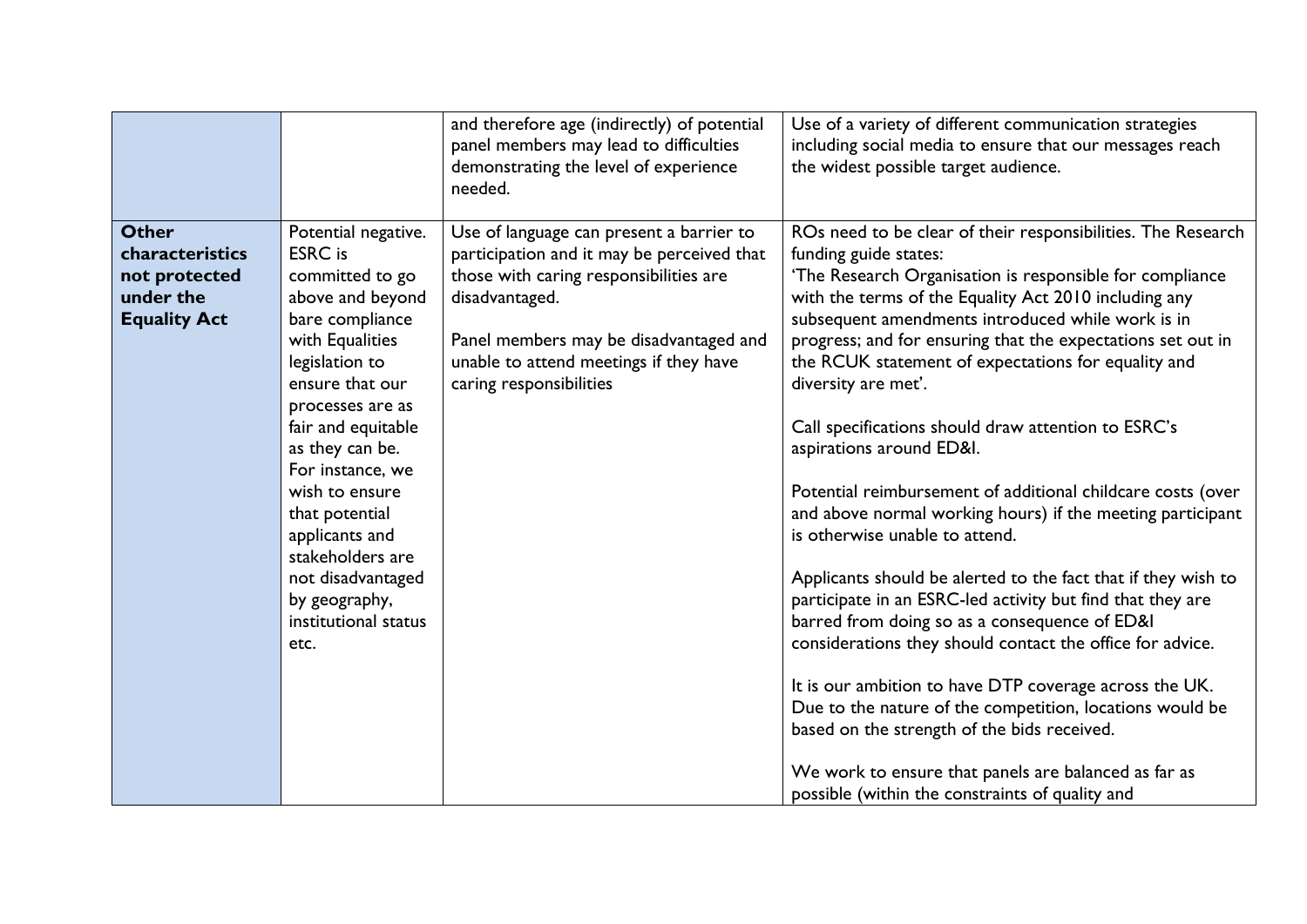| | | | |
|---|---|---|---|
| | | and therefore age (indirectly) of potential panel members may lead to difficulties demonstrating the level of experience needed. | Use of a variety of different communication strategies including social media to ensure that our messages reach the widest possible target audience. |
| **Other characteristics not protected under the Equality Act** | Potential negative. ESRC is committed to go above and beyond bare compliance with Equalities legislation to ensure that our processes are as fair and equitable as they can be. For instance, we wish to ensure that potential applicants and stakeholders are not disadvantaged by geography, institutional status etc. | Use of language can present a barrier to participation and it may be perceived that those with caring responsibilities are disadvantaged.<br><br>Panel members may be disadvantaged and unable to attend meetings if they have caring responsibilities | ROs need to be clear of their responsibilities. The Research funding guide states:<br>'The Research Organisation is responsible for compliance with the terms of the Equality Act 2010 including any subsequent amendments introduced while work is in progress; and for ensuring that the expectations set out in the RCUK statement of expectations for equality and diversity are met'.<br><br>Call specifications should draw attention to ESRC's aspirations around ED&I.<br><br>Potential reimbursement of additional childcare costs (over and above normal working hours) if the meeting participant is otherwise unable to attend.<br><br>Applicants should be alerted to the fact that if they wish to participate in an ESRC-led activity but find that they are barred from doing so as a consequence of ED&I considerations they should contact the office for advice.<br><br>It is our ambition to have DTP coverage across the UK. Due to the nature of the competition, locations would be based on the strength of the bids received.<br><br>We work to ensure that panels are balanced as far as possible (within the constraints of quality and |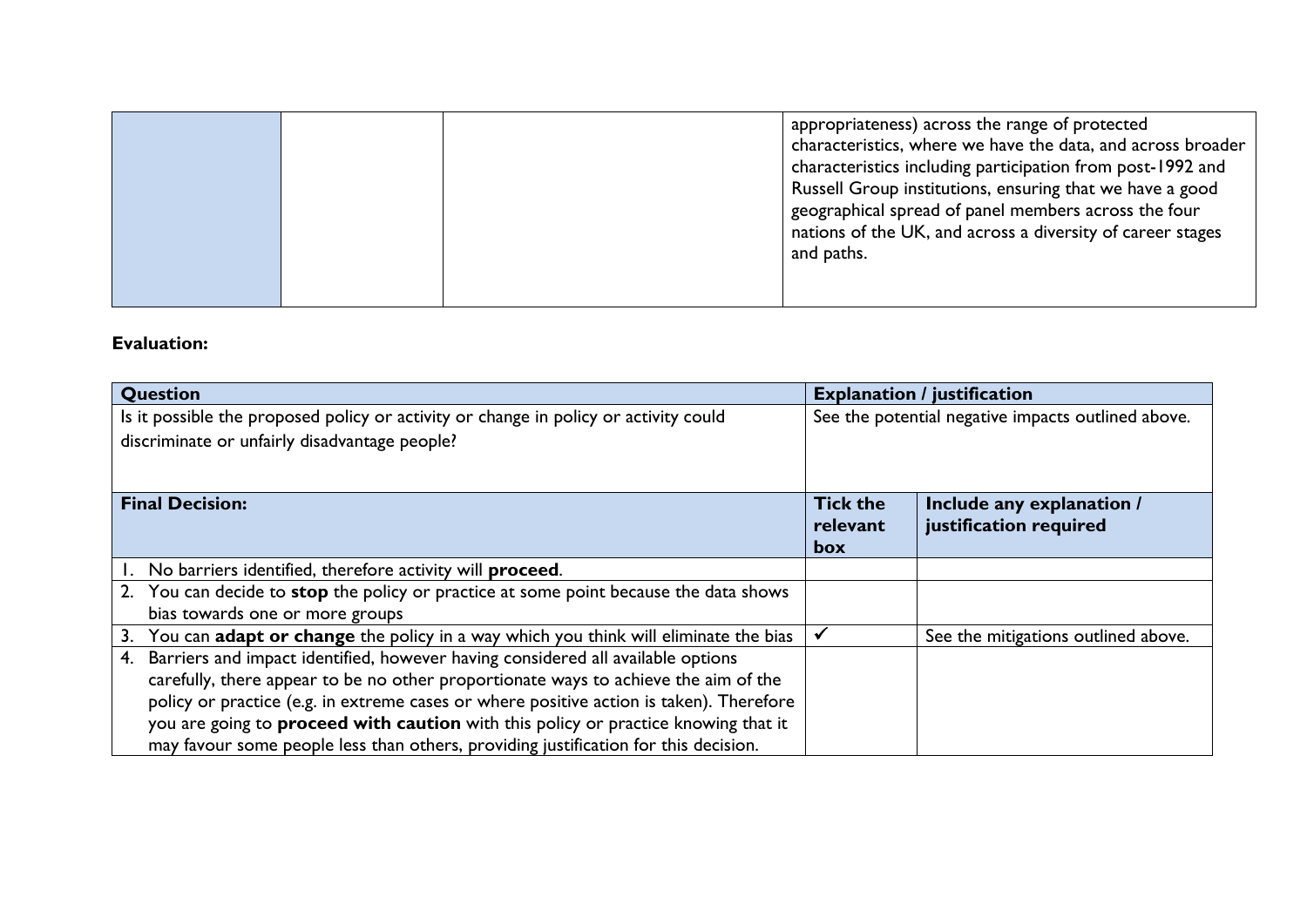| | | | |
|---|---|---|---|
| | | | appropriateness) across the range of protected characteristics, where we have the data, and across broader characteristics including participation from post-1992 and Russell Group institutions, ensuring that we have a good geographical spread of panel members across the four nations of the UK, and across a diversity of career stages and paths. |

**Evaluation:**

| Question | Explanation / justification | |
|---|---|---|
| Is it possible the proposed policy or activity or change in policy or activity could discriminate or unfairly disadvantage people? | See the potential negative impacts outlined above. | |
| **Final Decision:** | **Tick the relevant box** | **Include any explanation / justification required** |
| 1. No barriers identified, therefore activity will **proceed**. | | |
| 2. You can decide to **stop** the policy or practice at some point because the data shows bias towards one or more groups | | |
| 3. You can **adapt or change** the policy in a way which you think will eliminate the bias | ✓ | See the mitigations outlined above. |
| 4. Barriers and impact identified, however having considered all available options carefully, there appear to be no other proportionate ways to achieve the aim of the policy or practice (e.g. in extreme cases or where positive action is taken). Therefore you are going to **proceed with caution** with this policy or practice knowing that it may favour some people less than others, providing justification for this decision. | | |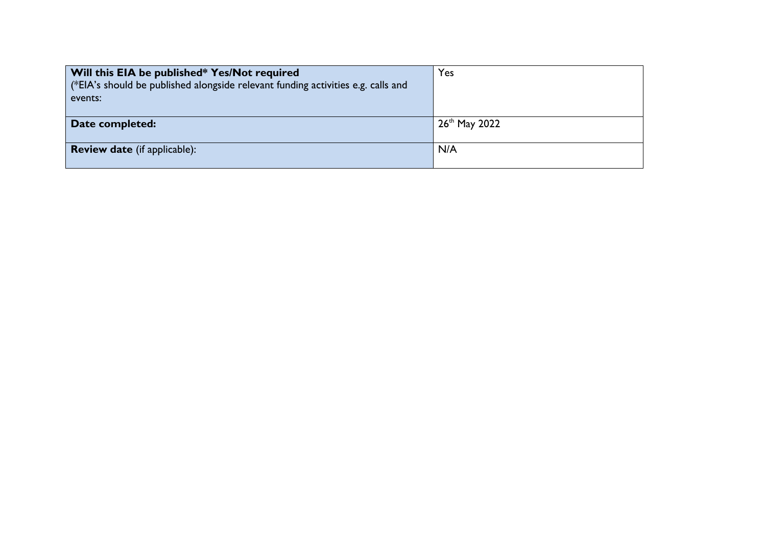| | |
|---|---|
| **Will this EIA be published* Yes/Not required**<br>(*EIA's should be published alongside relevant funding activities e.g. calls and events: | Yes |
| **Date completed:** | 26th May 2022 |
| **Review date** (if applicable): | N/A |